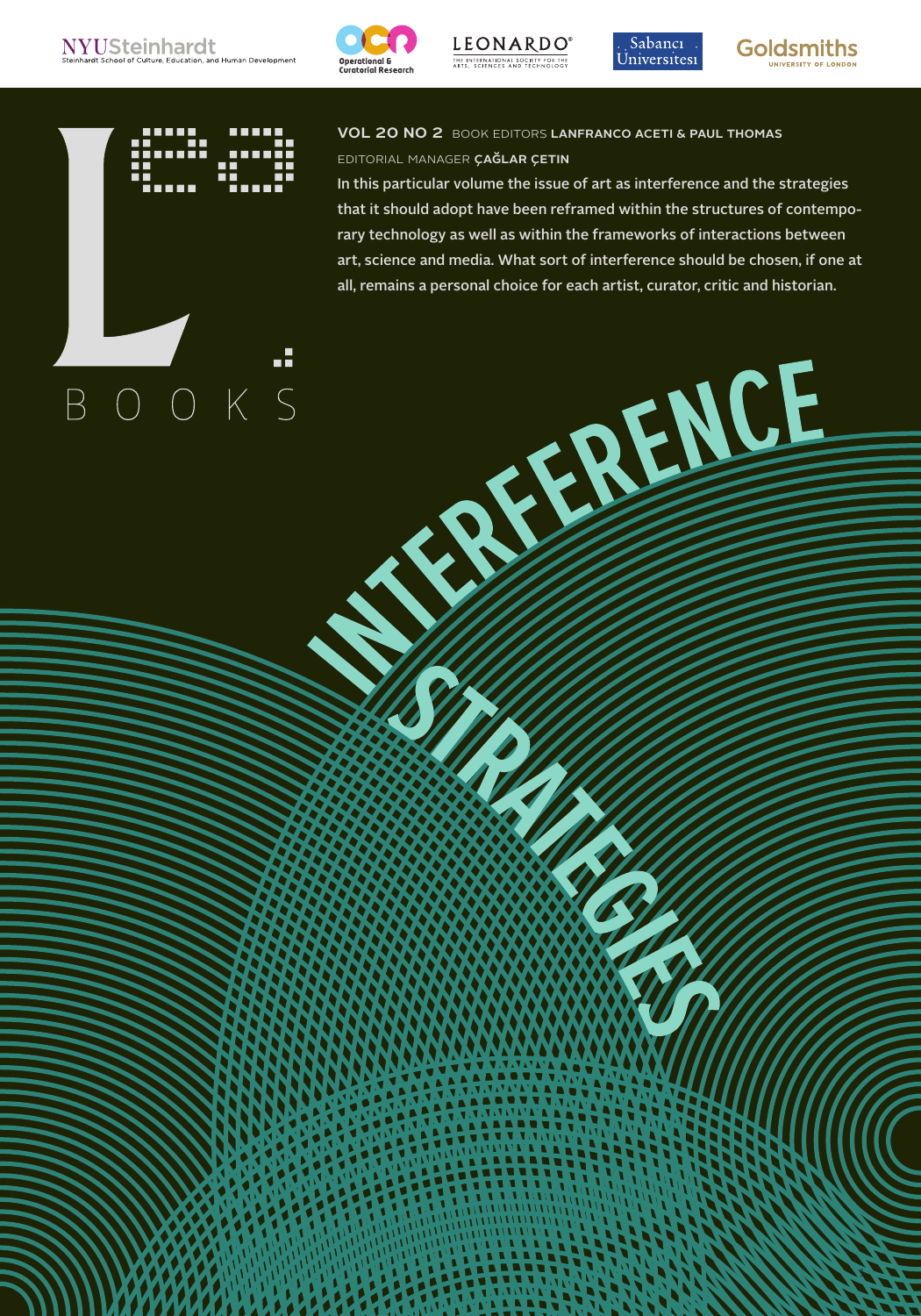NYUSteinhardt
Steinhardt School of Culture, Education, and Human Development

Operational & Curatorial Research

LEONARDO®
THE INTERNATIONAL SOCIETY FOR THE ARTS, SCIENCES AND TECHNOLOGY

Sabancı Üniversitesi

Goldsmiths
UNIVERSITY OF LONDON

LEA BOOKS

**VOL 20 NO 2** BOOK EDITORS **LANFRANCO ACETI & PAUL THOMAS**

EDITORIAL MANAGER **ÇAĞLAR ÇETIN**

In this particular volume the issue of art as interference and the strategies that it should adopt have been reframed within the structures of contemporary technology as well as within the frameworks of interactions between art, science and media. What sort of interference should be chosen, if one at all, remains a personal choice for each artist, curator, critic and historian.

# INTERFERENCE STRATEGIES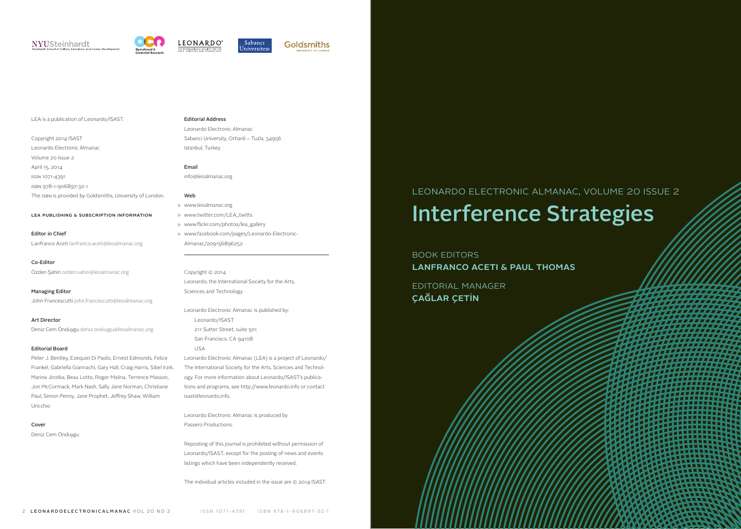LEA is a publication of Leonardo/ISAST.

Copyright 2014 ISAST
Leonardo Electronic Almanac
Volume 20 Issue 2
April 15, 2014
ISSN 1071-4391
ISBN 978-1-906897-32-1
The ISBN is provided by Goldsmiths, University of London.

**LEA PUBLISHING & SUBSCRIPTION INFORMATION**

**Editor in Chief**
Lanfranco Aceti lanfranco.aceti@leoalmanac.org

**Co-Editor**
Özden Şahin ozden.sahin@leoalmanac.org

**Managing Editor**
John Francescutti john.francescutti@leoalmanac.org

**Art Director**
Deniz Cem Önduygu deniz.onduygu@leoalmanac.org

**Editorial Board**
Peter J. Bentley, Ezequiel Di Paolo, Ernest Edmonds, Felice Frankel, Gabriella Giannachi, Gary Hall, Craig Harris, Sibel Irzık, Marina Jirotka, Beau Lotto, Roger Malina, Terrence Masson, Jon McCormack, Mark Nash, Sally Jane Norman, Christiane Paul, Simon Penny, Jane Prophet, Jeffrey Shaw, William Uricchio

**Cover**
Deniz Cem Önduygu

**Editorial Address**
Leonardo Electronic Almanac
Sabanci University, Orhanli – Tuzla, 34956
Istanbul, Turkey

**Email**
info@leoalmanac.org

**Web**
» www.leoalmanac.org
» www.twitter.com/LEA_twitts
» www.flickr.com/photos/lea_gallery
» www.facebook.com/pages/Leonardo-Electronic-Almanac/209156896252

Copyright © 2014
Leonardo, the International Society for the Arts, Sciences and Technology

Leonardo Electronic Almanac is published by:
Leonardo/ISAST
211 Sutter Street, suite 501
San Francisco, CA 94108
USA

Leonardo Electronic Almanac (LEA) is a project of Leonardo/The International Society for the Arts, Sciences and Technology. For more information about Leonardo/ISAST's publications and programs, see http://www.leonardo.info or contact isast@leonardo.info.

Leonardo Electronic Almanac is produced by Passero Productions.

Reposting of this journal is prohibited without permission of Leonardo/ISAST, except for the posting of news and events listings which have been independently received.

The individual articles included in the issue are © 2014 ISAST.

LEONARDO ELECTRONIC ALMANAC, VOLUME 20 ISSUE 2

# Interference Strategies

BOOK EDITORS
**LANFRANCO ACETI & PAUL THOMAS**

EDITORIAL MANAGER
**ÇAĞLAR ÇETİN**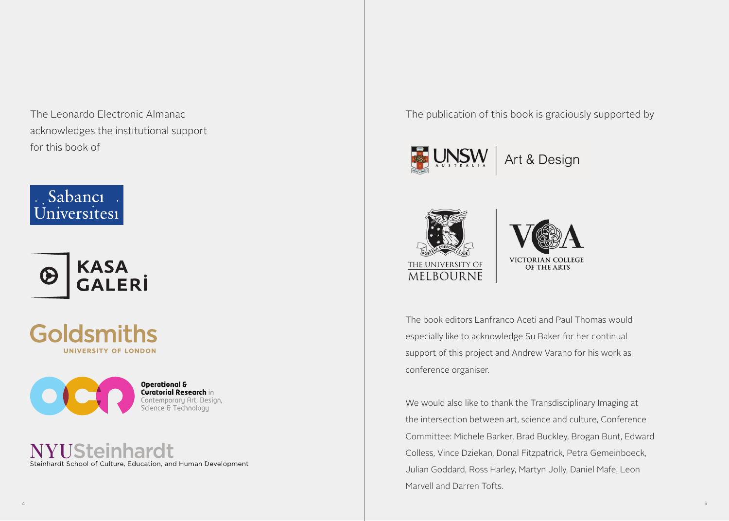The Leonardo Electronic Almanac acknowledges the institutional support for this book of

Sabancı Üniversitesi

KASA GALERİ

Goldsmiths UNIVERSITY OF LONDON

**Operational & Curatorial Research** in Contemporary Art, Design, Science & Technology

NYUSteinhardt
Steinhardt School of Culture, Education, and Human Development

The publication of this book is graciously supported by

UNSW AUSTRALIA | Art & Design

THE UNIVERSITY OF MELBOURNE

VCA VICTORIAN COLLEGE OF THE ARTS

The book editors Lanfranco Aceti and Paul Thomas would especially like to acknowledge Su Baker for her continual support of this project and Andrew Varano for his work as conference organiser.

We would also like to thank the Transdisciplinary Imaging at the intersection between art, science and culture, Conference Committee: Michele Barker, Brad Buckley, Brogan Bunt, Edward Colless, Vince Dziekan, Donal Fitzpatrick, Petra Gemeinboeck, Julian Goddard, Ross Harley, Martyn Jolly, Daniel Mafe, Leon Marvell and Darren Tofts.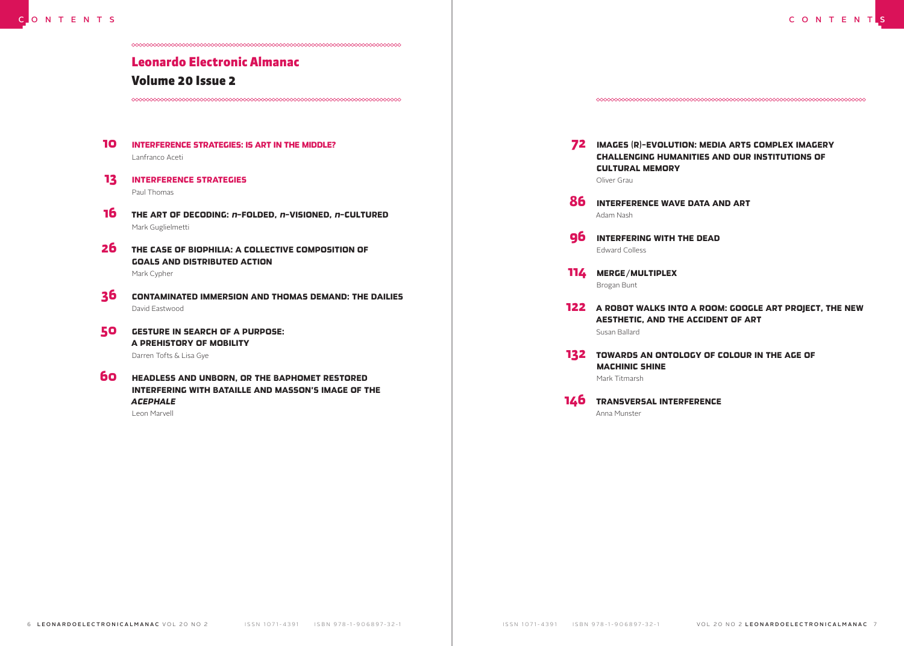# Leonardo Electronic Almanac

## Volume 20 Issue 2

**10** **INTERFERENCE STRATEGIES: IS ART IN THE MIDDLE?**
Lanfranco Aceti

**13** **INTERFERENCE STRATEGIES**
Paul Thomas

**16** **THE ART OF DECODING: *n*-FOLDED, *n*-VISIONED, *n*-CULTURED**
Mark Guglielmetti

**26** **THE CASE OF BIOPHILIA: A COLLECTIVE COMPOSITION OF GOALS AND DISTRIBUTED ACTION**
Mark Cypher

**36** **CONTAMINATED IMMERSION AND THOMAS DEMAND: THE DAILIES**
David Eastwood

**50** **GESTURE IN SEARCH OF A PURPOSE: A PREHISTORY OF MOBILITY**
Darren Tofts & Lisa Gye

**60** **HEADLESS AND UNBORN, OR THE BAPHOMET RESTORED INTERFERING WITH BATAILLE AND MASSON'S IMAGE OF THE *ACEPHALE***
Leon Marvell

**72** **IMAGES (R)-EVOLUTION: MEDIA ARTS COMPLEX IMAGERY CHALLENGING HUMANITIES AND OUR INSTITUTIONS OF CULTURAL MEMORY**
Oliver Grau

**86** **INTERFERENCE WAVE DATA AND ART**
Adam Nash

**96** **INTERFERING WITH THE DEAD**
Edward Colless

**114** **MERGE/MULTIPLEX**
Brogan Bunt

**122** **A ROBOT WALKS INTO A ROOM: GOOGLE ART PROJECT, THE NEW AESTHETIC, AND THE ACCIDENT OF ART**
Susan Ballard

**132** **TOWARDS AN ONTOLOGY OF COLOUR IN THE AGE OF MACHINIC SHINE**
Mark Titmarsh

**146** **TRANSVERSAL INTERFERENCE**
Anna Munster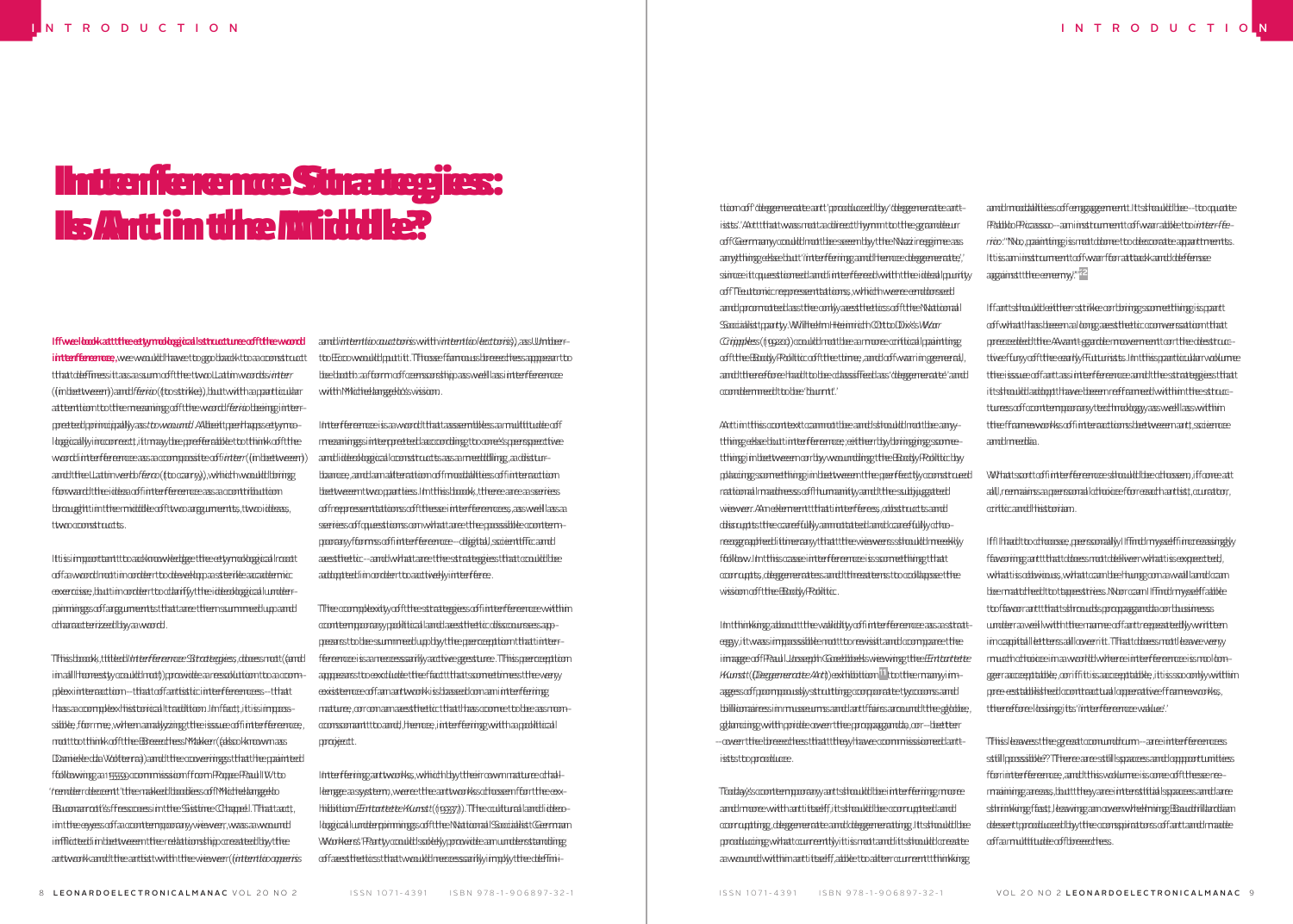# Interference Strategies: Is Art in the Middle?

**If we look at the etymological structure of the word interference,** we would have to go back to a construct that defines it as a sum of the two Latin words *inter* (in between) and *ferio* (to strike), but with a particular attention to the meaning of the word *ferio* being interpreted, principally, as *to wound*. Albeit perhaps etymologically incorrect, it may be preferable to think of the word interference as a composite of *inter* (in between) and the Latin verb *fero* (to carry), which would bring forward the idea of interference as a contribution brought in the middle of two arguments, two ideas, two constructs.

It is important to acknowledge the etymological root of a word not in order to develop a sterile academic exercise, but in order to clarify the ideological underpinnings of arguments that are then summed up and characterized by a word.

This book, titled *Interference Strategies*, does not (and in all honesty could not) provide a resolution to a complex interaction—that of artistic interferences—that has a complex historical tradition. In fact, it is impossible, for me, when analyzing the issue of interference, not to think of the Breeches Maker (also known as Daniele da Volterra) and the coverings that he painted following a 1559 commission from Pope Paul IV to "render decent" the naked bodies of Michelangelo Buonarroti's frescoes in the Sistine Chapel. That act, in the eyes of a contemporary viewer, was a wound inflicted in between the relationship created by the artwork and the artist with the viewer (*intentio operis* and *intentio auctoris* with *intentio lectoris*), as Umberto Eco would put it. Those famous breeches appear to be both a form of censorship as well as interference with Michelangelo's vision.

Interference is a word that assembles a multitude of meanings interpreted according to one's perspective and ideological constructs as a meddling, a disturbance, and an alteration of modalities of interaction between two parties. In this book, there are a series of representations of these interferences, as well as a series of questions on what are the possible contemporary forms of interference—digital, scientific and aesthetic—and what are the strategies that could be adopted in order to actively interfere.

The complexity of the strategies of interference within contemporary political and aesthetic discourses appears to be summed up by the perception that interference is a necessarily active gesture. This perception appears to exclude the fact that sometimes the very existence of an artwork is based on an interfering nature, or on an aesthetic that has come to be as non-consonant to and, hence, interfering with a political project.

Interfering artworks, which by their own nature challenge a system, were the artworks chosen for the exhibition *Entartete Kunst* (1937). The cultural and ideological underpinnings of the National Socialist German Workers' Party could solely provide an understanding of aesthetics that would necessarily imply the definition of "degenerate art" produced by "degenerate artists." Art that was not a direct hymn to the grandeur of Germany could not be seen by the Nazi regime as anything else but "interfering and hence degenerate," since it questioned and interfered with the ideal purity of Teutonic representations, which were endorsed and promoted as the only aesthetics of the National Socialist party. Wilhelm Heinrich Otto Dix's *War Cripples* (1920) could not be a more critical painting of the Body Politic of the time, and of war in general, and therefore "had to be classified as 'degenerate' and condemned to be 'burnt.'"

Art in this context cannot be and should not be anything else but interference, either by bringing something in between or by wounding the Body Politic by placing something in between the perfectly constructed rational madness of humanity and the subjugated viewer. An element that interferes, obstructs and disrupts the carefully annotated and carefully choreographed itinerary that the viewers should meekly follow. In this case interference is something that corrupts, degenerates and threatens to collapse the vision of the Body Politic.

In thinking about the validity of interference as a strategy, it was impossible not to revisit and compare the image of Paul Joseph Goebbels viewing the *Entartete Kunst* (Degenerate Art) exhibition [1] to the many images of pompously strutting corporate tycoons and billionaires in museums and art fairs around the globe, glancing with pride over the propaganda, or—better—over the breeches that they have commissioned artists to produce.

Today's contemporary art should be interfering more and more with art itself; it should be corrupted and corrupting, degenerate and degenerating. It should be producing what currently it is not and it should create a wound within art itself, able to alter current thinking and modalities of engagement. It should be—to quote Pablo Picasso—an instrument of war able to *interfere*: "No, painting is not done to decorate apartments. It is an instrument of war for attack and defense against the enemy." [2]

If art should either strike or bring something, part of what has been a long aesthetic conversation that preceded the Avant-garde movement or the destructive fury of the early Futurists. In this particular volume the issue of art as interference and the strategies that it should adopt have been reframed within the structures of contemporary technology as well as within the frameworks of interactions between art, science and media.

What sort of interference should be chosen, if one at all, remains a personal choice for each artist, curator, critic and historian.

If I had to choose, personally I find myself increasingly favoring art that does not deliver what is expected, what is obvious, what can be hung on a wall and can be matched to tapestries. Nor can I find myself able to favor art that shouts propaganda or business under a veil with the name of art repeatedly written in capital letters all over it. That does not leave very much choice in a world where interference is no longer acceptable, or if it is acceptable, it is so only within pre-established contractual operative frameworks, therefore losing its "interference value."

This leaves the great conundrum—are interferences still possible? There are still spaces and opportunities for interference, and this volume is one of these remaining areas, but they are interstitial spaces and are shrinking fast, leaving an overwhelming Baudrillardian desert, produced by the conspirators of art and made of a multitude of breeches.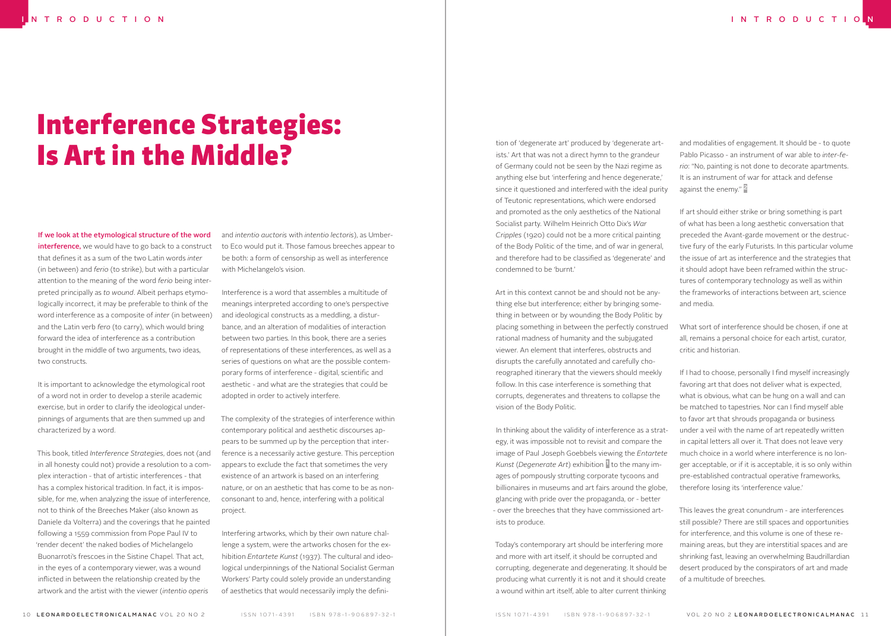# Interference Strategies: Is Art in the Middle?

**If we look at the etymological structure of the word interference,** we would have to go back to a construct that defines it as a sum of the two Latin words *inter* (in between) and *ferio* (to strike), but with a particular attention to the meaning of the word *ferio* being interpreted principally as *to wound*. Albeit perhaps etymologically incorrect, it may be preferable to think of the word interference as a composite of *inter* (in between) and the Latin verb *fero* (to carry), which would bring forward the idea of interference as a contribution brought in the middle of two arguments, two ideas, two constructs.

It is important to acknowledge the etymological root of a word not in order to develop a sterile academic exercise, but in order to clarify the ideological underpinnings of arguments that are then summed up and characterized by a word.

This book, titled *Interference Strategies*, does not (and in all honesty could not) provide a resolution to a complex interaction - that of artistic interferences - that has a complex historical tradition. In fact, it is impossible, for me, when analyzing the issue of interference, not to think of the Breeches Maker (also known as Daniele da Volterra) and the coverings that he painted following a 1559 commission from Pope Paul IV to 'render decent' the naked bodies of Michelangelo Buonarroti's frescoes in the Sistine Chapel. That act, in the eyes of a contemporary viewer, was a wound inflicted in between the relationship created by the artwork and the artist with the viewer (*intentio operis* and *intentio auctoris* with *intentio lectoris*), as Umberto Eco would put it. Those famous breeches appear to be both: a form of censorship as well as interference with Michelangelo's vision.

Interference is a word that assembles a multitude of meanings interpreted according to one's perspective and ideological constructs as a meddling, a disturbance, and an alteration of modalities of interaction between two parties. In this book, there are a series of representations of these interferences, as well as a series of questions on what are the possible contemporary forms of interference - digital, scientific and aesthetic - and what are the strategies that could be adopted in order to actively interfere.

The complexity of the strategies of interference within contemporary political and aesthetic discourses appears to be summed up by the perception that interference is a necessarily active gesture. This perception appears to exclude the fact that sometimes the very existence of an artwork is based on an interfering nature, or on an aesthetic that has come to be as non-consonant to and, hence, interfering with a political project.

Interfering artworks, which by their own nature challenge a system, were the artworks chosen for the exhibition *Entartete Kunst* (1937). The cultural and ideological underpinnings of the National Socialist German Workers' Party could solely provide an understanding of aesthetics that would necessarily imply the definition of 'degenerate art' produced by 'degenerate artists.' Art that was not a direct hymn to the grandeur of Germany could not be seen by the Nazi regime as anything else but 'interfering and hence degenerate,' since it questioned and interfered with the ideal purity of Teutonic representations, which were endorsed and promoted as the only aesthetics of the National Socialist party. Wilhelm Heinrich Otto Dix's *War Cripples* (1920) could not be a more critical painting of the Body Politic of the time, and of war in general, and therefore had to be classified as 'degenerate' and condemned to be 'burnt.'

Art in this context cannot be and should not be anything else but interference; either by bringing something in between or by wounding the Body Politic by placing something in between the perfectly construed rational madness of humanity and the subjugated viewer. An element that interferes, obstructs and disrupts the carefully annotated and carefully choreographed itinerary that the viewers should meekly follow. In this case interference is something that corrupts, degenerates and threatens to collapse the vision of the Body Politic.

In thinking about the validity of interference as a strategy, it was impossible not to revisit and compare the image of Paul Joseph Goebbels viewing the *Entartete Kunst* (*Degenerate Art*) exhibition [1] to the many images of pompously strutting corporate tycoons and billionaires in museums and art fairs around the globe, glancing with pride over the propaganda, or - better - over the breeches that they have commissioned artists to produce.

Today's contemporary art should be interfering more and more with art itself, it should be corrupted and corrupting, degenerate and degenerating. It should be producing what currently it is not and it should create a wound within art itself, able to alter current thinking and modalities of engagement. It should be - to quote Pablo Picasso - an instrument of war able to *inter-ferio*: "No, painting is not done to decorate apartments. It is an instrument of war for attack and defense against the enemy." [2]

If art should either strike or bring something is part of what has been a long aesthetic conversation that preceded the Avant-garde movement or the destructive fury of the early Futurists. In this particular volume the issue of art as interference and the strategies that it should adopt have been reframed within the structures of contemporary technology as well as within the frameworks of interactions between art, science and media.

What sort of interference should be chosen, if one at all, remains a personal choice for each artist, curator, critic and historian.

If I had to choose, personally I find myself increasingly favoring art that does not deliver what is expected, what is obvious, what can be hung on a wall and can be matched to tapestries. Nor can I find myself able to favor art that shrouds propaganda or business under a veil with the name of art repeatedly written in capital letters all over it. That does not leave very much choice in a world where interference is no longer acceptable, or if it is acceptable, it is so only within pre-established contractual operative frameworks, therefore losing its 'interference value.'

This leaves the great conundrum - are interferences still possible? There are still spaces and opportunities for interference, and this volume is one of these remaining areas, but they are interstitial spaces and are shrinking fast, leaving an overwhelming Baudrillardian desert produced by the conspirators of art and made of a multitude of breeches.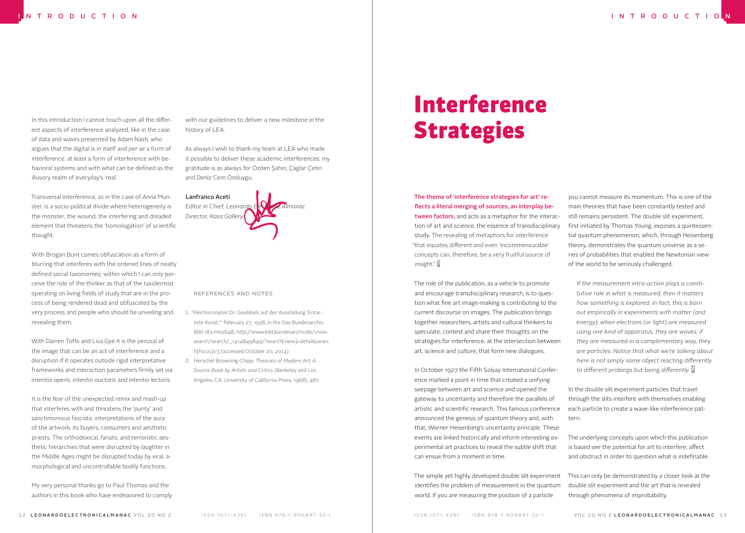In this introduction I cannot touch upon all the different aspects of interference analyzed, like in the case of data and waves presented by Adam Nash, who argues that the digital is in itself and *per se* a form of interference: at least a form of interference with behavioral systems and with what can be defined as the illusory realm of everyday's 'real.'

Transversal interference, as in the case of Anna Munster, is a socio-political divide where heterogeneity is the monster, the wound, the interfering and dreaded element that threatens the 'homologation' of scientific thought.

With Brogan Bunt comes obfuscation as a form of blurring that interferes with the ordered lines of neatly defined social taxonomies; within which I can only perceive the role of the thinker as that of the taxidermist operating on living fields of study that are in the process of being rendered dead and obfuscated by the very process and people who should be unveiling and revealing them.

With Darren Tofts and Lisa Gye it is the perusal of the image that can be an act of interference and a disruption if it operates outside rigid interpretative frameworks and interaction parameters firmly set via *intentio operis*, *intentio auctoris* and *intentio lectoris*.

It is the fear of the unexpected remix and mash-up that interferes with and threatens the 'purity' and sanctimonious fascistic interpretations of the aura of the artwork, its buyers, consumers and aesthetic priests. The orthodoxical, fanatic and terroristic aesthetic hierarchies that were disrupted by laughter in the Middle Ages might be disrupted today by viral, amorphological and uncontrollable bodily functions.

My very personal thanks go to Paul Thomas and the authors in this book who have endeavored to comply with our guidelines to deliver a new milestone in the history of LEA.

As always I wish to thank my team at LEA who made it possible to deliver these academic interferences: my gratitude is as always for Özden Şahin, Çaglar Çetin and Deniz Cem Önduygu.

**Lanfranco Aceti**
*Editor in Chief, Leonardo Electronic Almanac*
*Director, Kasa Gallery*

REFERENCES AND NOTES

1. "Reichsminister Dr. Goebbels auf der Ausstellung 'Entartete Kunst,'" February 27, 1938, in the Das Bundesarchiv, Bild 183-H02648, http://www.bild.bundesarchiv.de/cross-search/search/_1414849849/?search[view]=detail&search[focus]=3 (accessed October 20, 2014).
2. Herschel Browning Chipp, *Theories of Modern Art: A Source Book by Artists and Critics* (Berkeley and Los Angeles, CA: University of California Press, 1968), 487.

# Interference Strategies

**The theme of 'interference strategies for art' reflects a literal merging of sources, an interplay between factors,** and acts as a metaphor for the interaction of art and science, the essence of transdisciplinary study. The revealing of metaphors for interference "that equates different and even 'incommensurable' concepts can, therefore, be a very fruitful source of insight." [1]

The role of the publication, as a vehicle to promote and encourage transdisciplinary research, is to question what fine art image-making is contributing to the current discourse on images. The publication brings together researchers, artists and cultural thinkers to speculate, contest and share their thoughts on the strategies for interference, at the intersection between art, science and culture, that form new dialogues.

In October 1927 the Fifth Solvay International Conference marked a point in time that created a unifying seepage between art and science and opened the gateway to uncertainty and therefore the parallels of artistic and scientific research. This famous conference announced the genesis of quantum theory and, with that, Werner Heisenberg's uncertainty principle. These events are linked historically and inform interesting experimental art practices to reveal the subtle shift that can ensue from a moment in time.

The simple yet highly developed double slit experiment identifies the problem of measurement in the quantum world. If you are measuring the position of a particle you cannot measure its momentum. This is one of the main theories that have been constantly tested and still remains persistent. The double slit experiment, first initiated by Thomas Young, exposes a quintessential quantum phenomenon, which, through Heisenberg theory, demonstrates the quantum universe as a series of probabilities that enabled the Newtonian view of the world to be seriously challenged.

> *If the measurement intra-action plays a constitutive role in what is measured, then it matters how something is explored. In fact, this is born out empirically in experiments with matter (and energy): when electrons (or light) are measured using one kind of apparatus, they are waves; if they are measured in a complementary way, they are particles. Notice that what we're talking about here is not simply some object reacting differently to different probings but being differently.* [2]

In the double slit experiment particles that travel through the slits interfere with themselves enabling each particle to create a wave-like interference pattern.

The underlying concepts upon which this publication is based see the potential for art to interfere, affect and obstruct in order to question what is indefinable.

This can only be demonstrated by a closer look at the double slit experiment and the art that is revealed through phenomena of improbability.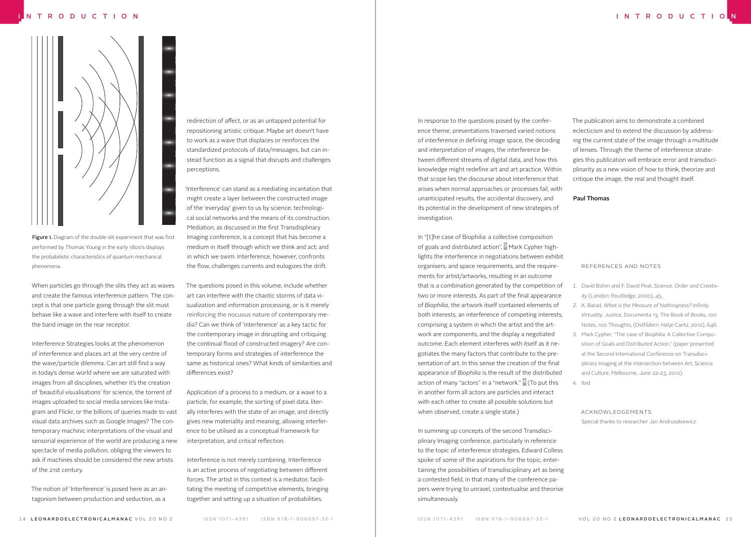Figure 1. Diagram of the double slit experiment that was first performed by Thomas Young in the early 1800's displays the probabilistic characteristics of quantum mechanical phenomena.

When particles go through the slits they act as waves and create the famous interference pattern. The concept is that one particle going through the slit must behave like a wave and interfere with itself to create the band image on the rear receptor.

Interference Strategies looks at the phenomenon of interference and places art at the very centre of the wave/particle dilemma. Can art still find a way in today's dense world where we are saturated with images from all disciplines, whether it's the creation of 'beautiful visualisations' for science, the torrent of images uploaded to social media services like Instagram and Flickr, or the billions of queries made to vast visual data archives such as Google Images? The contemporary machinic interpretations of the visual and sensorial experience of the world are producing a new spectacle of media pollution, obliging the viewers to ask if machines should be considered the new artists of the 21st century.

The notion of 'Interference' is posed here as an antagonism between production and seduction, as a redirection of affect, or as an untapped potential for repositioning artistic critique. Maybe art doesn't have to work as a wave that displaces or reinforces the standardized protocols of data/messages, but can instead function as a signal that disrupts and challenges perceptions.

'Interference' can stand as a mediating incantation that might create a layer between the constructed image of the 'everyday' given to us by science, technological social networks and the means of its construction. Mediation, as discussed in the first Transdisplinary Imaging conference, is a concept that has become a medium in itself through which we think and act; and in which we swim. Interference, however, confronts the flow, challenges currents and eulogizes the drift.

The questions posed in this volume, include whether art can interfere with the chaotic storms of data visualization and information processing, or is it merely reinforcing the nocuous nature of contemporary media? Can we think of 'interference' as a key tactic for the contemporary image in disrupting and critiquing the continual flood of constructed imagery? Are contemporary forms and strategies of interference the same as historical ones? What kinds of similarities and differences exist?

Application of a process to a medium, or a wave to a particle, for example, the sorting of pixel data, literally interferes with the state of an image, and directly gives new materiality and meaning, allowing interference to be utilised as a conceptual framework for interpretation, and critical reflection.

Interference is not merely combining. Interference is an active process of negotiating between different forces. The artist in this context is a mediator, facilitating the meeting of competitive elements, bringing together and setting up a situation of probabilities.

In response to the questions posed by the conference theme, presentations traversed varied notions of interference in defining image space, the decoding and interpretation of images, the interference between different streams of digital data, and how this knowledge might redefine art and art practice. Within that scope lies the discourse about interference that arises when normal approaches or processes fail, with unanticipated results, the accidental discovery, and its potential in the development of new strategies of investigation.

In "[t]he case of Biophilia: a collective composition of goals and distributed action", [3] Mark Cypher highlights the interference in negotiations between exhibit organisers, and space requirements, and the requirements for artist/artworks, resulting in an outcome that is a combination generated by the competition of two or more interests. As part of the final appearance of *Biophilia*, the artwork itself contained elements of both interests, an interference of competing interests, comprising a system in which the artist and the artwork are components, and the display a negotiated outcome. Each element interferes with itself as it negotiates the many factors that contribute to the presentation of art. In this sense the creation of the final appearance of *Biophilia* is the result of the distributed action of many "actors" in a "network." [4] (To put this in another form all actors are particles and interact with each other to create all possible solutions but when observed, create a single state.)

In summing up concepts of the second Transdisciplinary Imaging conference, particularly in reference to the topic of interference strategies, Edward Colless spoke of some of the aspirations for the topic, entertaining the possibilities of transdisciplinary art as being a contested field, in that many of the conference papers were trying to unravel, contextualise and theorise simultaneously.

The publication aims to demonstrate a combined eclecticism and to extend the discussion by addressing the current state of the image through a multitude of lenses. Through the theme of interference strategies this publication will embrace error and transdisciplinarity as a new vision of how to think, theorize and critique the image, the real and thought itself.

**Paul Thomas**

## REFERENCES AND NOTES

1. David Bohm and F. David Peat, *Science, Order and Creativity* (London: Routledge, 2000), 45.
2. K. Barad, *What is the Measure of Nothingness? Infinity, Virtuality, Justice*, Documenta 13, The Book of Books, 100 Notes, 100 Thoughts, (Ostfildern: Hatje Cantz, 2012), 646.
3. Mark Cypher, "The case of Biophilia: A Collective Composition of Goals and Distributed Action," (paper presented at the Second International Conference on Transdisciplinary Imaging at the Intersection between Art, Science and Culture, Melbourne, June 22-23, 2012).
4. Ibid.

## ACKNOWLEDGEMENTS

Special thanks to researcher Jan Andruszkiewicz.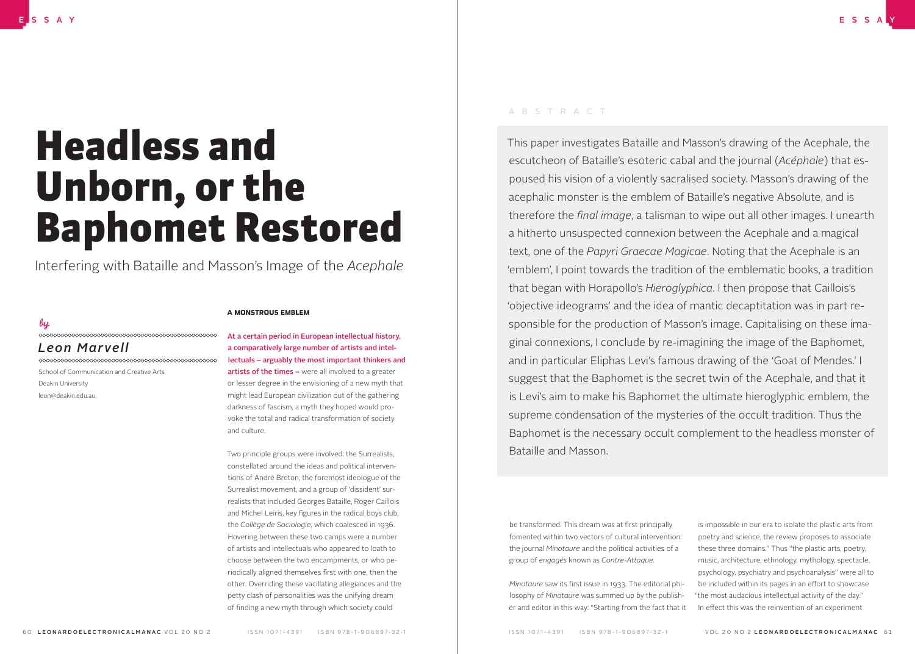# Headless and Unborn, or the Baphomet Restored

Interfering with Bataille and Masson's Image of the *Acephale*

*by*

*Leon Marvell*

School of Communication and Creative Arts
Deakin University
leon@deakin.edu.au

## ABSTRACT

This paper investigates Bataille and Masson's drawing of the Acephale, the escutcheon of Bataille's esoteric cabal and the journal (*Acéphale*) that espoused his vision of a violently sacralised society. Masson's drawing of the acephalic monster is the emblem of Bataille's negative Absolute, and is therefore the *final image*, a talisman to wipe out all other images. I unearth a hitherto unsuspected connexion between the Acephale and a magical text, one of the *Papyri Graecae Magicae*. Noting that the Acephale is an 'emblem', I point towards the tradition of the emblematic books, a tradition that began with Horapollo's *Hieroglyphica*. I then propose that Caillois's 'objective ideograms' and the idea of mantic decaptitation was in part responsible for the production of Masson's image. Capitalising on these imaginal connexions, I conclude by re-imagining the image of the Baphomet, and in particular Eliphas Levi's famous drawing of the 'Goat of Mendes.' I suggest that the Baphomet is the secret twin of the Acephale, and that it is Levi's aim to make his Baphomet the ultimate hieroglyphic emblem, the supreme condensation of the mysteries of the occult tradition. Thus the Baphomet is the necessary occult complement to the headless monster of Bataille and Masson.

### A MONSTROUS EMBLEM

**At a certain period in European intellectual history, a comparatively large number of artists and intellectuals – arguably the most important thinkers and artists of the times –** were all involved to a greater or lesser degree in the envisioning of a new myth that might lead European civilization out of the gathering darkness of fascism, a myth they hoped would provoke the total and radical transformation of society and culture.

Two principle groups were involved: the Surrealists, constellated around the ideas and political interventions of André Breton, the foremost ideologue of the Surrealist movement, and a group of 'dissident' surrealists that included Georges Bataille, Roger Caillois and Michel Leiris, key figures in the radical boys club, the *Collège de Sociologie*, which coalesced in 1936. Hovering between these two camps were a number of artists and intellectuals who appeared to loath to choose between the two encampments, or who periodically aligned themselves first with one, then the other. Overriding these vacillating allegiances and the petty clash of personalities was the unifying dream of finding a new myth through which society could be transformed. This dream was at first principally fomented within two vectors of cultural intervention: the journal *Minotaure* and the political activities of a group of *engagés* known as *Contre-Attaque.*

*Minotaure* saw its first issue in 1933. The editorial philosophy of *Minotaure* was summed up by the publisher and editor in this way: "Starting from the fact that it is impossible in our era to isolate the plastic arts from poetry and science, the review proposes to associate these three domains." Thus "the plastic arts, poetry, music, architecture, ethnology, mythology, spectacle, psychology, psychiatry and psychoanalysis" were all to be included within its pages in an effort to showcase "the most audacious intellectual activity of the day." In effect this was the reinvention of an experiment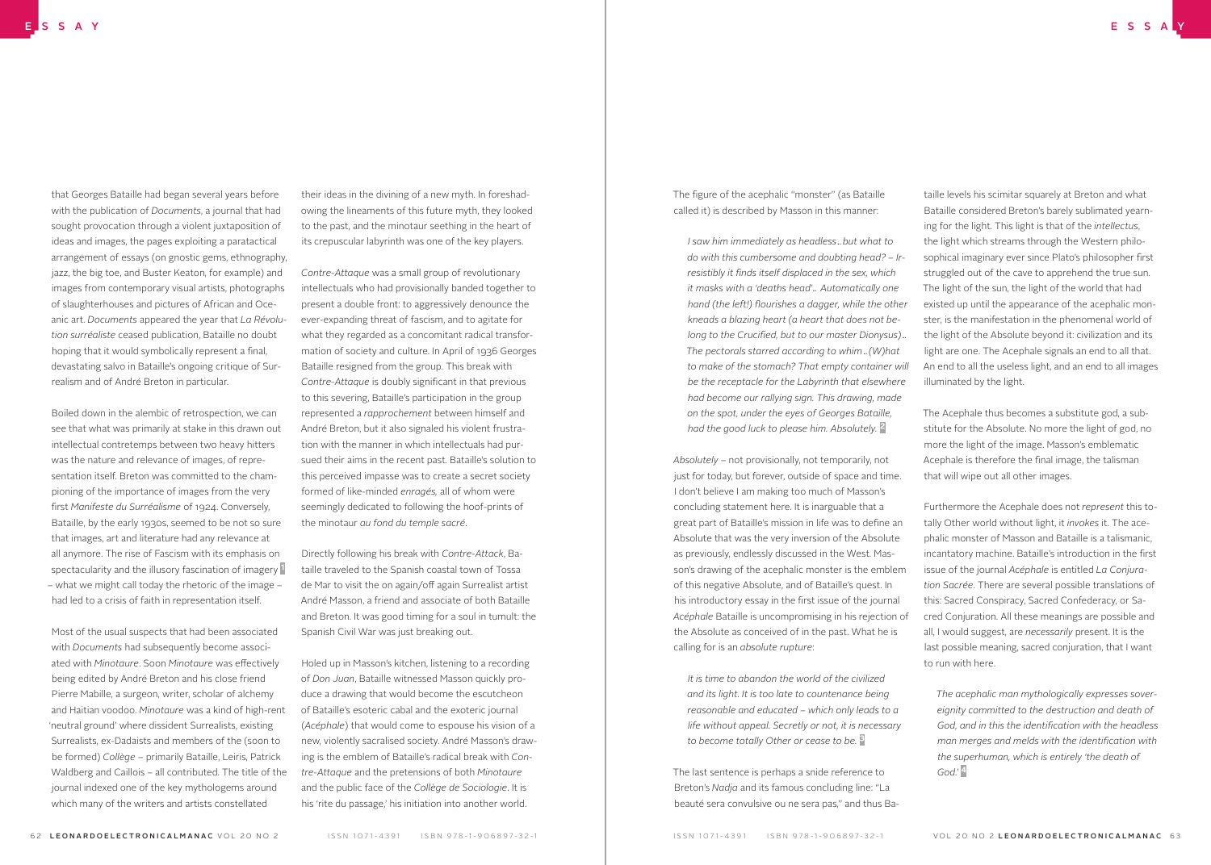that Georges Bataille had began several years before with the publication of *Documents*, a journal that had sought provocation through a violent juxtaposition of ideas and images, the pages exploiting a paratactical arrangement of essays (on gnostic gems, ethnography, jazz, the big toe, and Buster Keaton, for example) and images from contemporary visual artists, photographs of slaughterhouses and pictures of African and Oceanic art. *Documents* appeared the year that *La Révolution surréaliste* ceased publication, Bataille no doubt hoping that it would symbolically represent a final, devastating salvo in Bataille's ongoing critique of Surrealism and of André Breton in particular.

Boiled down in the alembic of retrospection, we can see that what was primarily at stake in this drawn out intellectual contretemps between two heavy hitters was the nature and relevance of images, of representation itself. Breton was committed to the championing of the importance of images from the very first *Manifeste du Surréalisme* of 1924. Conversely, Bataille, by the early 1930s, seemed to be not so sure that images, art and literature had any relevance at all anymore. The rise of Fascism with its emphasis on spectacularity and the illusory fascination of imagery [1] – what we might call today the rhetoric of the image – had led to a crisis of faith in representation itself.

Most of the usual suspects that had been associated with *Documents* had subsequently become associated with *Minotaure*. Soon *Minotaure* was effectively being edited by André Breton and his close friend Pierre Mabille, a surgeon, writer, scholar of alchemy and Haitian voodoo. *Minotaure* was a kind of high-rent 'neutral ground' where dissident Surrealists, existing Surrealists, ex-Dadaists and members of the (soon to be formed) *Collège* – primarily Bataille, Leiris, Patrick Waldberg and Caillois – all contributed. The title of the journal indexed one of the key mythologems around which many of the writers and artists constellated their ideas in the divining of a new myth. In foreshadowing the lineaments of this future myth, they looked to the past, and the minotaur seething in the heart of its crepuscular labyrinth was one of the key players.

*Contre-Attaque* was a small group of revolutionary intellectuals who had provisionally banded together to present a double front: to aggressively denounce the ever-expanding threat of fascism, and to agitate for what they regarded as a concomitant radical transformation of society and culture. In April of 1936 Georges Bataille resigned from the group. This break with *Contre-Attaque* is doubly significant in that previous to this severing, Bataille's participation in the group represented a *rapprochement* between himself and André Breton, but it also signaled his violent frustration with the manner in which intellectuals had pursued their aims in the recent past. Bataille's solution to this perceived impasse was to create a secret society formed of like-minded *enragés,* all of whom were seemingly dedicated to following the hoof-prints of the minotaur *au fond du temple sacré*.

Directly following his break with *Contre-Attack*, Bataille traveled to the Spanish coastal town of Tossa de Mar to visit the on again/off again Surrealist artist André Masson, a friend and associate of both Bataille and Breton. It was good timing for a soul in tumult: the Spanish Civil War was just breaking out.

Holed up in Masson's kitchen, listening to a recording of *Don Juan*, Bataille witnessed Masson quickly produce a drawing that would become the escutcheon of Bataille's esoteric cabal and the exoteric journal (*Acéphale*) that would come to espouse his vision of a new, violently sacralised society. André Masson's drawing is the emblem of Bataille's radical break with *Contre-Attaque* and the pretensions of both *Minotaure* and the public face of the *Collège de Sociologie*. It is his 'rite du passage,' his initiation into another world.

The figure of the acephalic "monster" (as Bataille called it) is described by Masson in this manner:

> *I saw him immediately as headless… but what to do with this cumbersome and doubting head? – Irresistibly it finds itself displaced in the sex, which it masks with a 'deaths head'… Automatically one hand (the left!) flourishes a dagger, while the other kneads a blazing heart (a heart that does not belong to the Crucified, but to our master Dionysus)… The pectorals starred according to whim…(W)hat to make of the stomach? That empty container will be the receptacle for the Labyrinth that elsewhere had become our rallying sign. This drawing, made on the spot, under the eyes of Georges Bataille, had the good luck to please him. Absolutely.* [2]

*Absolutely* – not provisionally, not temporarily, not just for today, but forever, outside of space and time. I don't believe I am making too much of Masson's concluding statement here. It is inarguable that a great part of Bataille's mission in life was to define an Absolute that was the very inversion of the Absolute as previously, endlessly discussed in the West. Masson's drawing of the acephalic monster is the emblem of this negative Absolute, and of Bataille's quest. In his introductory essay in the first issue of the journal *Acéphale* Bataille is uncompromising in his rejection of the Absolute as conceived of in the past. What he is calling for is an *absolute rupture*:

> *It is time to abandon the world of the civilized and its light. It is too late to countenance being reasonable and educated – which only leads to a life without appeal. Secretly or not, it is necessary to become totally Other or cease to be.* [3]

The last sentence is perhaps a snide reference to Breton's *Nadja* and its famous concluding line: "La beauté sera convulsive ou ne sera pas," and thus Bataille levels his scimitar squarely at Breton and what Bataille considered Breton's barely sublimated yearning for the light. This light is that of the *intellectus*, the light which streams through the Western philosophical imaginary ever since Plato's philosopher first struggled out of the cave to apprehend the true sun. The light of the sun, the light of the world that had existed up until the appearance of the acephalic monster, is the manifestation in the phenomenal world of the light of the Absolute beyond it: civilization and its light are one. The Acephale signals an end to all that. An end to all the useless light, and an end to all images illuminated by the light.

The Acephale thus becomes a substitute god, a substitute for the Absolute. No more the light of god, no more the light of the image. Masson's emblematic Acephale is therefore the final image, the talisman that will wipe out all other images.

Furthermore the Acephale does not *represent* this totally Other world without light, it *invokes* it. The acephalic monster of Masson and Bataille is a talismanic, incantatory machine. Bataille's introduction in the first issue of the journal *Acéphale* is entitled *La Conjuration Sacrée*. There are several possible translations of this: Sacred Conspiracy, Sacred Confederacy, or Sacred Conjuration. All these meanings are possible and all, I would suggest, are *necessarily* present. It is the last possible meaning, sacred conjuration, that I want to run with here.

> *The acephalic man mythologically expresses sovereignty committed to the destruction and death of God, and in this the identification with the headless man merges and melds with the identification with the superhuman, which is entirely 'the death of God.'* [4]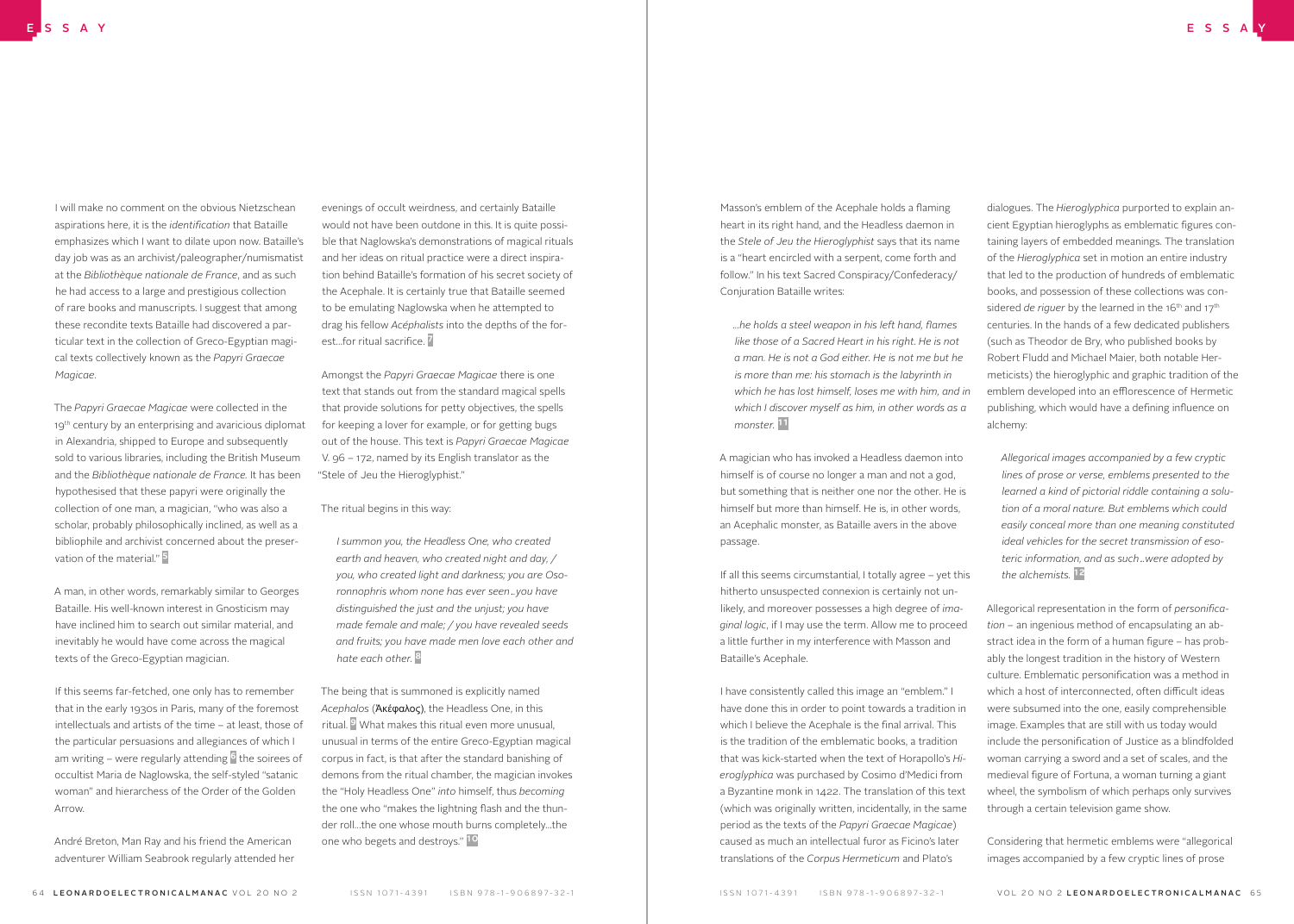I will make no comment on the obvious Nietzschean aspirations here, it is the *identification* that Bataille emphasizes which I want to dilate upon now. Bataille's day job was as an archivist/paleographer/numismatist at the *Bibliothèque nationale de France*, and as such he had access to a large and prestigious collection of rare books and manuscripts. I suggest that among these recondite texts Bataille had discovered a particular text in the collection of Greco-Egyptian magical texts collectively known as the *Papyri Graecae Magicae*.

The *Papyri Graecae Magicae* were collected in the 19th century by an enterprising and avaricious diplomat in Alexandria, shipped to Europe and subsequently sold to various libraries, including the British Museum and the *Bibliothèque nationale de France.* It has been hypothesised that these papyri were originally the collection of one man, a magician, "who was also a scholar, probably philosophically inclined, as well as a bibliophile and archivist concerned about the preservation of the material." [5]

A man, in other words, remarkably similar to Georges Bataille. His well-known interest in Gnosticism may have inclined him to search out similar material, and inevitably he would have come across the magical texts of the Greco-Egyptian magician.

If this seems far-fetched, one only has to remember that in the early 1930s in Paris, many of the foremost intellectuals and artists of the time – at least, those of the particular persuasions and allegiances of which I am writing – were regularly attending [6] the soirees of occultist Maria de Naglowska, the self-styled "satanic woman" and hierarchess of the Order of the Golden Arrow.

André Breton, Man Ray and his friend the American adventurer William Seabrook regularly attended her evenings of occult weirdness, and certainly Bataille would not have been outdone in this. It is quite possible that Naglowska's demonstrations of magical rituals and her ideas on ritual practice were a direct inspiration behind Bataille's formation of his secret society of the Acephale. It is certainly true that Bataille seemed to be emulating Naglowska when he attempted to drag his fellow *Acéphalists* into the depths of the forest...for ritual sacrifice. [7]

Amongst the *Papyri Graecae Magicae* there is one text that stands out from the standard magical spells that provide solutions for petty objectives, the spells for keeping a lover for example, or for getting bugs out of the house. This text is *Papyri Graecae Magicae* V. 96 – 172, named by its English translator as the "Stele of Jeu the Hieroglyphist."

The ritual begins in this way:

> *I summon you, the Headless One, who created earth and heaven, who created night and day, / you, who created light and darkness; you are Osoronnophris whom none has ever seen...you have distinguished the just and the unjust; you have made female and male; / you have revealed seeds and fruits; you have made men love each other and hate each other.* [8]

The being that is summoned is explicitly named *Acephalos* (Ἀκέφαλος), the Headless One, in this ritual. [9] What makes this ritual even more unusual, unusual in terms of the entire Greco-Egyptian magical corpus in fact, is that after the standard banishing of demons from the ritual chamber, the magician invokes the "Holy Headless One" *into* himself, thus *becoming* the one who "makes the lightning flash and the thunder roll...the one whose mouth burns completely...the one who begets and destroys." [10]

Masson's emblem of the Acephale holds a flaming heart in its right hand, and the Headless daemon in the *Stele of Jeu the Hieroglyphist* says that its name is a "heart encircled with a serpent, come forth and follow." In his text Sacred Conspiracy/Confederacy/Conjuration Bataille writes:

> *...he holds a steel weapon in his left hand, flames like those of a Sacred Heart in his right. He is not a man. He is not a God either. He is not me but he is more than me: his stomach is the labyrinth in which he has lost himself, loses me with him, and in which I discover myself as him, in other words as a monster.* [11]

A magician who has invoked a Headless daemon into himself is of course no longer a man and not a god, but something that is neither one nor the other. He is himself but more than himself. He is, in other words, an Acephalic monster, as Bataille avers in the above passage.

If all this seems circumstantial, I totally agree – yet this hitherto unsuspected connexion is certainly not unlikely, and moreover possesses a high degree of *imaginal logic*, if I may use the term. Allow me to proceed a little further in my interference with Masson and Bataille's Acephale.

I have consistently called this image an "emblem." I have done this in order to point towards a tradition in which I believe the Acephale is the final arrival. This is the tradition of the emblematic books, a tradition that was kick-started when the text of Horapollo's *Hieroglyphica* was purchased by Cosimo d'Medici from a Byzantine monk in 1422. The translation of this text (which was originally written, incidentally, in the same period as the texts of the *Papyri Graecae Magicae*) caused as much an intellectual furor as Ficino's later translations of the *Corpus Hermeticum* and Plato's dialogues. The *Hieroglyphica* purported to explain ancient Egyptian hieroglyphs as emblematic figures containing layers of embedded meanings. The translation of the *Hieroglyphica* set in motion an entire industry that led to the production of hundreds of emblematic books, and possession of these collections was considered *de riguer* by the learned in the 16th and 17th centuries. In the hands of a few dedicated publishers (such as Theodor de Bry, who published books by Robert Fludd and Michael Maier, both notable Hermeticists) the hieroglyphic and graphic tradition of the emblem developed into an efflorescence of Hermetic publishing, which would have a defining influence on alchemy:

> *Allegorical images accompanied by a few cryptic lines of prose or verse, emblems presented to the learned a kind of pictorial riddle containing a solution of a moral nature. But emblems which could easily conceal more than one meaning constituted ideal vehicles for the secret transmission of esoteric information, and as such...were adopted by the alchemists.* [12]

Allegorical representation in the form of *personification* – an ingenious method of encapsulating an abstract idea in the form of a human figure – has probably the longest tradition in the history of Western culture. Emblematic personification was a method in which a host of interconnected, often difficult ideas were subsumed into the one, easily comprehensible image. Examples that are still with us today would include the personification of Justice as a blindfolded woman carrying a sword and a set of scales, and the medieval figure of Fortuna, a woman turning a giant wheel, the symbolism of which perhaps only survives through a certain television game show.

Considering that hermetic emblems were "allegorical images accompanied by a few cryptic lines of prose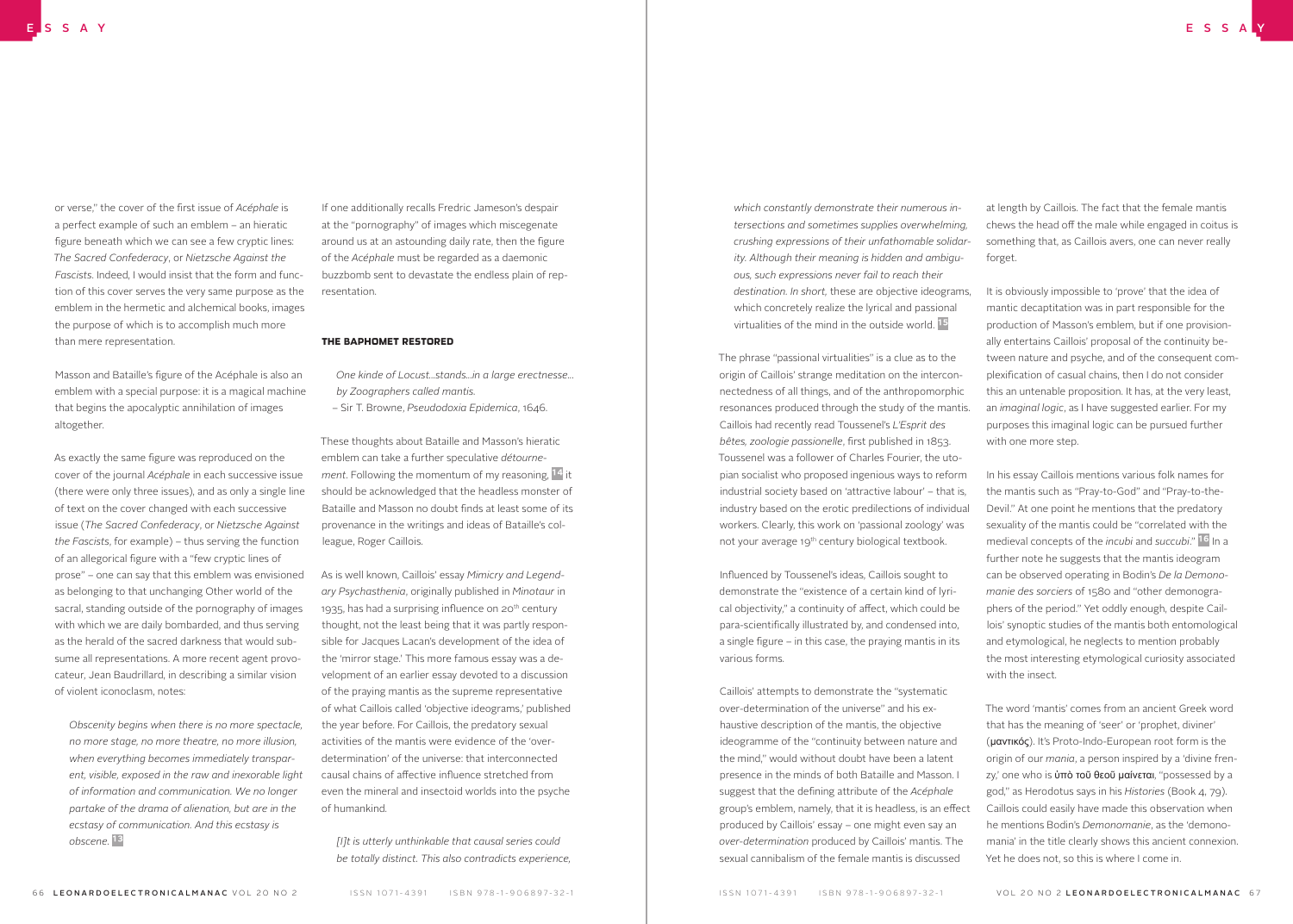or verse," the cover of the first issue of *Acéphale* is a perfect example of such an emblem – an hieratic figure beneath which we can see a few cryptic lines: *The Sacred Confederacy*, or *Nietzsche Against the Fascists*. Indeed, I would insist that the form and function of this cover serves the very same purpose as the emblem in the hermetic and alchemical books, images the purpose of which is to accomplish much more than mere representation.

Masson and Bataille's figure of the Acéphale is also an emblem with a special purpose: it is a magical machine that begins the apocalyptic annihilation of images altogether.

As exactly the same figure was reproduced on the cover of the journal *Acéphale* in each successive issue (there were only three issues), and as only a single line of text on the cover changed with each successive issue (*The Sacred Confederacy*, or *Nietzsche Against the Fascists*, for example) – thus serving the function of an allegorical figure with a "few cryptic lines of prose" – one can say that this emblem was envisioned as belonging to that unchanging Other world of the sacral, standing outside of the pornography of images with which we are daily bombarded, and thus serving as the herald of the sacred darkness that would subsume all representations. A more recent agent provocateur, Jean Baudrillard, in describing a similar vision of violent iconoclasm, notes:

> *Obscenity begins when there is no more spectacle, no more stage, no more theatre, no more illusion, when everything becomes immediately transparent, visible, exposed in the raw and inexorable light of information and communication. We no longer partake of the drama of alienation, but are in the ecstasy of communication. And this ecstasy is obscene.* [13]

If one additionally recalls Fredric Jameson's despair at the "pornography" of images which miscegenate around us at an astounding daily rate, then the figure of the *Acéphale* must be regarded as a daemonic buzzbomb sent to devastate the endless plain of representation.

### THE BAPHOMET RESTORED

> *One kinde of Locust...stands...in a large erectnesse... by Zoographers called mantis.*
> – Sir T. Browne, *Pseudodoxia Epidemica*, 1646.

These thoughts about Bataille and Masson's hieratic emblem can take a further speculative *détournement*. Following the momentum of my reasoning, [14] it should be acknowledged that the headless monster of Bataille and Masson no doubt finds at least some of its provenance in the writings and ideas of Bataille's colleague, Roger Caillois.

As is well known, Caillois' essay *Mimicry and Legendary Psychasthenia*, originally published in *Minotaur* in 1935, has had a surprising influence on 20th century thought, not the least being that it was partly responsible for Jacques Lacan's development of the idea of the 'mirror stage.' This more famous essay was a development of an earlier essay devoted to a discussion of the praying mantis as the supreme representative of what Caillois called 'objective ideograms,' published the year before. For Caillois, the predatory sexual activities of the mantis were evidence of the 'over-determination' of the universe: that interconnected causal chains of affective influence stretched from even the mineral and insectoid worlds into the psyche of humankind.

> *[I]t is utterly unthinkable that causal series could be totally distinct. This also contradicts experience, which constantly demonstrate their numerous intersections and sometimes supplies overwhelming, crushing expressions of their unfathomable solidarity. Although their meaning is hidden and ambiguous, such expressions never fail to reach their destination. In short,* these are objective ideograms, which concretely realize the lyrical and passional virtualities of the mind in the outside world. [15]

The phrase "passional virtualities" is a clue as to the origin of Caillois' strange meditation on the interconnectedness of all things, and of the anthropomorphic resonances produced through the study of the mantis. Caillois had recently read Toussenel's *L'Esprit des bêtes, zoologie passionelle*, first published in 1853. Toussenel was a follower of Charles Fourier, the utopian socialist who proposed ingenious ways to reform industrial society based on 'attractive labour' – that is, industry based on the erotic predilections of individual workers. Clearly, this work on 'passional zoology' was not your average 19th century biological textbook.

Influenced by Toussenel's ideas, Caillois sought to demonstrate the "existence of a certain kind of lyrical objectivity," a continuity of affect, which could be para-scientifically illustrated by, and condensed into, a single figure – in this case, the praying mantis in its various forms.

Caillois' attempts to demonstrate the "systematic over-determination of the universe" and his exhaustive description of the mantis, the objective ideogramme of the "continuity between nature and the mind," would without doubt have been a latent presence in the minds of both Bataille and Masson. I suggest that the defining attribute of the *Acéphale* group's emblem, namely, that it is headless, is an effect produced by Caillois' essay – one might even say an *over-determination* produced by Caillois' mantis. The sexual cannibalism of the female mantis is discussed at length by Caillois. The fact that the female mantis chews the head off the male while engaged in coitus is something that, as Caillois avers, one can never really forget.

It is obviously impossible to 'prove' that the idea of mantic decaptitation was in part responsible for the production of Masson's emblem, but if one provisionally entertains Caillois' proposal of the continuity between nature and psyche, and of the consequent complexification of casual chains, then I do not consider this an untenable proposition. It has, at the very least, an *imaginal logic*, as I have suggested earlier. For my purposes this imaginal logic can be pursued further with one more step.

In his essay Caillois mentions various folk names for the mantis such as "Pray-to-God" and "Pray-to-the-Devil." At one point he mentions that the predatory sexuality of the mantis could be "correlated with the medieval concepts of the *incubi* and *succubi*." [16] In a further note he suggests that the mantis ideogram can be observed operating in Bodin's *De la Demonomanie des sorciers* of 1580 and "other demonographers of the period." Yet oddly enough, despite Caillois' synoptic studies of the mantis both entomological and etymological, he neglects to mention probably the most interesting etymological curiosity associated with the insect.

The word 'mantis' comes from an ancient Greek word that has the meaning of 'seer' or 'prophet, diviner' (μαντικός). It's Proto-Indo-European root form is the origin of our *mania*, a person inspired by a 'divine frenzy,' one who is ὑπὸ τοῦ θεοῦ μαίνεται, "possessed by a god," as Herodotus says in his *Histories* (Book 4, 79). Caillois could easily have made this observation when he mentions Bodin's *Demonomanie*, as the 'demonomania' in the title clearly shows this ancient connexion. Yet he does not, so this is where I come in.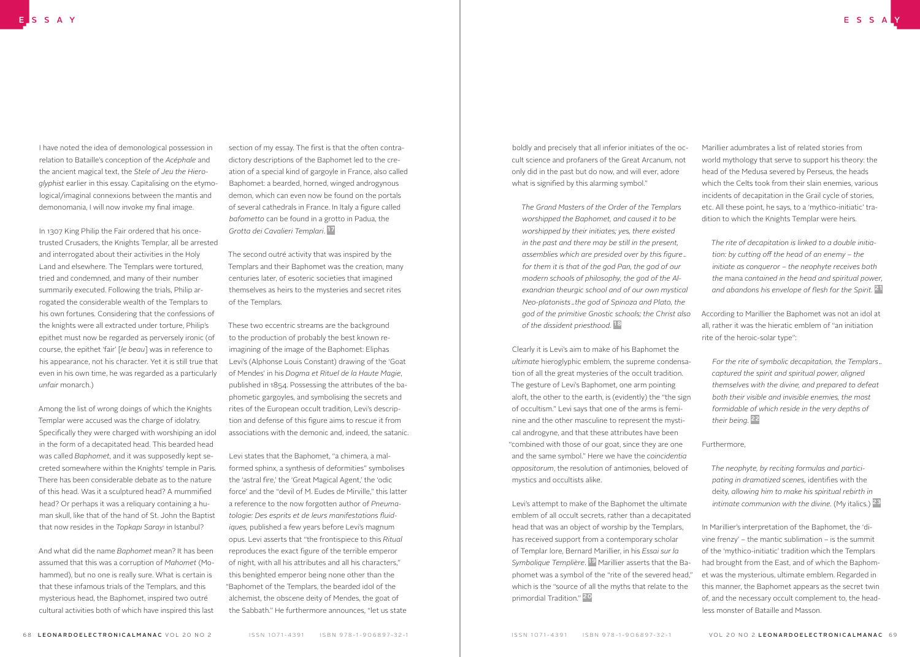I have noted the idea of demonological possession in relation to Bataille's conception of the *Acéphale* and the ancient magical text, the *Stele of Jeu the Hieroglyphist* earlier in this essay. Capitalising on the etymological/imaginal connexions between the mantis and demonomania, I will now invoke my final image.

In 1307 King Philip the Fair ordered that his once-trusted Crusaders, the Knights Templar, all be arrested and interrogated about their activities in the Holy Land and elsewhere. The Templars were tortured, tried and condemned, and many of their number summarily executed. Following the trials, Philip arrogated the considerable wealth of the Templars to his own fortunes. Considering that the confessions of the knights were all extracted under torture, Philip's epithet must now be regarded as perversely ironic (of course, the epithet 'fair' [*le beau*] was in reference to his appearance, not his character. Yet it is still true that even in his own time, he was regarded as a particularly *unfair* monarch.)

Among the list of wrong doings of which the Knights Templar were accused was the charge of idolatry. Specifically they were charged with worshiping an idol in the form of a decapitated head. This bearded head was called *Baphomet*, and it was supposedly kept secreted somewhere within the Knights' temple in Paris. There has been considerable debate as to the nature of this head. Was it a sculptured head? A mummified head? Or perhaps it was a reliquary containing a human skull, like that of the hand of St. John the Baptist that now resides in the *Topkapı Sarayı* in Istanbul?

And what did the name *Baphomet* mean? It has been assumed that this was a corruption of *Mahomet* (Mohammed), but no one is really sure. What is certain is that these infamous trials of the Templars, and this mysterious head, the Baphomet, inspired two outré cultural activities both of which have inspired this last section of my essay. The first is that the often contradictory descriptions of the Baphomet led to the creation of a special kind of gargoyle in France, also called Baphomet: a bearded, horned, winged androgynous demon, which can even now be found on the portals of several cathedrals in France. In Italy a figure called *bafometto* can be found in a grotto in Padua, the *Grotta dei Cavalieri Templari*. [17]

The second outré activity that was inspired by the Templars and their Baphomet was the creation, many centuries later, of esoteric societies that imagined themselves as heirs to the mysteries and secret rites of the Templars.

These two eccentric streams are the background to the production of probably the best known re-imagining of the image of the Baphomet: Eliphas Levi's (Alphonse Louis Constant) drawing of the 'Goat of Mendes' in his *Dogma et Rituel de la Haute Magie*, published in 1854. Possessing the attributes of the baphometic gargoyles, and symbolising the secrets and rites of the European occult tradition, Levi's description and defense of this figure aims to rescue it from associations with the demonic and, indeed, the satanic.

Levi states that the Baphomet, "a chimera, a malformed sphinx, a synthesis of deformities" symbolises the 'astral fire,' the 'Great Magical Agent,' the 'odic force' and the "devil of M. Eudes de Mirville," this latter a reference to the now forgotten author of *Pneumatologie: Des esprits et de leurs manifestations fluidiques,* published a few years before Levi's magnum opus. Levi asserts that "the frontispiece to this *Ritual* reproduces the exact figure of the terrible emperor of night, with all his attributes and all his characters," this benighted emperor being none other than the "Baphomet of the Templars, the bearded idol of the alchemist, the obscene deity of Mendes, the goat of the Sabbath." He furthermore announces, "let us state boldly and precisely that all inferior initiates of the occult science and profaners of the Great Arcanum, not only did in the past but do now, and will ever, adore what is signified by this alarming symbol."

> *The Grand Masters of the Order of the Templars worshipped the Baphomet, and caused it to be worshipped by their initiates; yes, there existed in the past and there may be still in the present, assemblies which are presided over by this figure.. for them it is that of the god Pan, the god of our modern schools of philosophy, the god of the Alexandrian theurgic school and of our own mystical Neo-platonists..the god of Spinoza and Plato, the god of the primitive Gnostic schools; the Christ also of the dissident priesthood.* [18]

Clearly it is Levi's aim to make of his Baphomet the *ultimate* hieroglyphic emblem, the supreme condensation of all the great mysteries of the occult tradition. The gesture of Levi's Baphomet, one arm pointing aloft, the other to the earth, is (evidently) the "the sign of occultism." Levi says that one of the arms is feminine and the other masculine to represent the mystical androgyne, and that these attributes have been "combined with those of our goat, since they are one and the same symbol." Here we have the *coincidentia oppositorum*, the resolution of antimonies, beloved of mystics and occultists alike.

Levi's attempt to make of the Baphomet the ultimate emblem of all occult secrets, rather than a decapitated head that was an object of worship by the Templars, has received support from a contemporary scholar of Templar lore, Bernard Marillier, in his *Essai sur la Symbolique Templière*. [19] Marillier asserts that the Baphomet was a symbol of the "rite of the severed head," which is the "source of all the myths that relate to the primordial Tradition." [20]

Marillier adumbrates a list of related stories from world mythology that serve to support his theory: the head of the Medusa severed by Perseus, the heads which the Celts took from their slain enemies, various incidents of decapitation in the Grail cycle of stories, etc. All these point, he says, to a 'mythico-initiatic' tradition to which the Knights Templar were heirs.

> *The rite of decapitation is linked to a double initiation: by cutting off the head of an enemy – the initiate as conqueror – the neophyte receives both the* mana *contained in the head and spiritual power, and abandons his envelope of flesh for the Spirit.* [21]

According to Marillier the Baphomet was not an idol at all, rather it was the hieratic emblem of "an initiation rite of the heroic-solar type":

> *For the rite of symbolic decapitation, the Templars.. captured the spirit and spiritual power, aligned themselves with the divine, and prepared to defeat both their visible and invisible enemies, the most formidable of which reside in the very depths of their being.* [22]

Furthermore,

> *The neophyte, by reciting formulas and participating in dramatized scenes,* identifies with the deity, *allowing him to make his spiritual rebirth in intimate communion with the divine.* (My italics.) [23]

In Marillier's interpretation of the Baphomet, the 'divine frenzy' – the mantic sublimation – is the summit of the 'mythico-initiatic' tradition which the Templars had brought from the East, and of which the Baphomet was the mysterious, ultimate emblem. Regarded in this manner, the Baphomet appears as the secret twin of, and the necessary occult complement to, the headless monster of Bataille and Masson.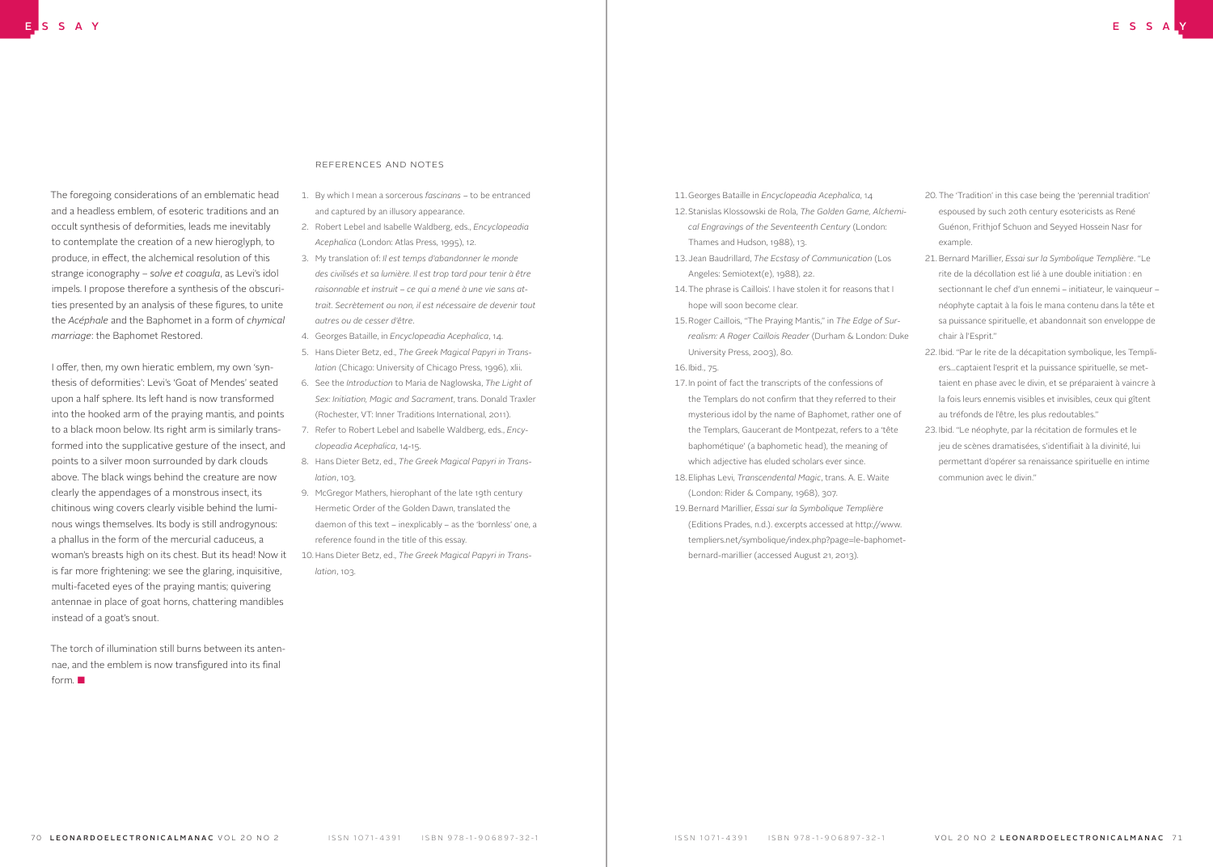The foregoing considerations of an emblematic head and a headless emblem, of esoteric traditions and an occult synthesis of deformities, leads me inevitably to contemplate the creation of a new hieroglyph, to produce, in effect, the alchemical resolution of this strange iconography – *solve et coagula*, as Levi's idol impels. I propose therefore a synthesis of the obscurities presented by an analysis of these figures, to unite the *Acéphale* and the Baphomet in a form of *chymical marriage*: the Baphomet Restored.

I offer, then, my own hieratic emblem, my own 'synthesis of deformities': Levi's 'Goat of Mendes' seated upon a half sphere. Its left hand is now transformed into the hooked arm of the praying mantis, and points to a black moon below. Its right arm is similarly transformed into the supplicative gesture of the insect, and points to a silver moon surrounded by dark clouds above. The black wings behind the creature are now clearly the appendages of a monstrous insect, its chitinous wing covers clearly visible behind the luminous wings themselves. Its body is still androgynous: a phallus in the form of the mercurial caduceus, a woman's breasts high on its chest. But its head! Now it is far more frightening: we see the glaring, inquisitive, multi-faceted eyes of the praying mantis; quivering antennae in place of goat horns, chattering mandibles instead of a goat's snout.

The torch of illumination still burns between its antennae, and the emblem is now transfigured into its final form. ■

## REFERENCES AND NOTES

1. By which I mean a sorcerous *fascinans* – to be entranced and captured by an illusory appearance.
2. Robert Lebel and Isabelle Waldberg, eds., *Encyclopaedia Acephalica* (London: Atlas Press, 1995), 12.
3. My translation of: *Il est temps d'abandonner le monde des civilisés et sa lumière. Il est trop tard pour tenir à être raisonnable et instruit – ce qui a mené à une vie sans attrait. Secrètement ou non, il est nécessaire de devenir tout autres ou de cesser d'être*.
4. Georges Bataille, in *Encyclopaedia Acephalica*, 14.
5. Hans Dieter Betz, ed., *The Greek Magical Papyri in Translation* (Chicago: University of Chicago Press, 1996), xlii.
6. See the *Introduction* to Maria de Naglowska, *The Light of Sex: Initiation, Magic and Sacrament*, trans. Donald Traxler (Rochester, VT: Inner Traditions International, 2011).
7. Refer to Robert Lebel and Isabelle Waldberg, eds., *Encyclopaedia Acephalica*, 14-15.
8. Hans Dieter Betz, ed., *The Greek Magical Papyri in Translation*, 103.
9. McGregor Mathers, hierophant of the late 19th century Hermetic Order of the Golden Dawn, translated the daemon of this text – inexplicably – as the 'bornless' one, a reference found in the title of this essay.
10. Hans Dieter Betz, ed., *The Greek Magical Papyri in Translation*, 103.
11. Georges Bataille in *Encyclopaedia Acephalica*, 14
12. Stanislas Klossowski de Rola, *The Golden Game, Alchemical Engravings of the Seventeenth Century* (London: Thames and Hudson, 1988), 13.
13. Jean Baudrillard, *The Ecstasy of Communication* (Los Angeles: Semiotext(e), 1988), 22.
14. The phrase is Caillois'. I have stolen it for reasons that I hope will soon become clear.
15. Roger Caillois, "The Praying Mantis," in *The Edge of Surrealism: A Roger Caillois Reader* (Durham & London: Duke University Press, 2003), 80.
16. Ibid., 75.
17. In point of fact the transcripts of the confessions of the Templars do not confirm that they referred to their mysterious idol by the name of Baphomet, rather one of the Templars, Gaucerant de Montpezat, refers to a 'tête baphométique' (a baphometic head), the meaning of which adjective has eluded scholars ever since.
18. Eliphas Levi, *Transcendental Magic*, trans. A. E. Waite (London: Rider & Company, 1968), 307.
19. Bernard Marillier, *Essai sur la Symbolique Templière* (Editions Prades, n.d.). excerpts accessed at http://www.templiers.net/symbolique/index.php?page=le-baphomet-bernard-marillier (accessed August 21, 2013).
20. The 'Tradition' in this case being the 'perennial tradition' espoused by such 20th century esotericists as René Guénon, Frithjof Schuon and Seyyed Hossein Nasr for example.
21. Bernard Marillier, *Essai sur la Symbolique Templière*. "Le rite de la décollation est lié à une double initiation : en sectionnant le chef d'un ennemi – initiateur, le vainqueur – néophyte captait à la fois le mana contenu dans la tête et sa puissance spirituelle, et abandonnait son enveloppe de chair à l'Esprit."
22. Ibid. "Par le rite de la décapitation symbolique, les Templiers...captaient l'esprit et la puissance spirituelle, se mettaient en phase avec le divin, et se préparaient à vaincre à la fois leurs ennemis visibles et invisibles, ceux qui gîtent au tréfonds de l'être, les plus redoutables."
23. Ibid. "Le néophyte, par la récitation de formules et le jeu de scènes dramatisées, s'identifiait à la divinité, lui permettant d'opérer sa renaissance spirituelle en intime communion avec le divin."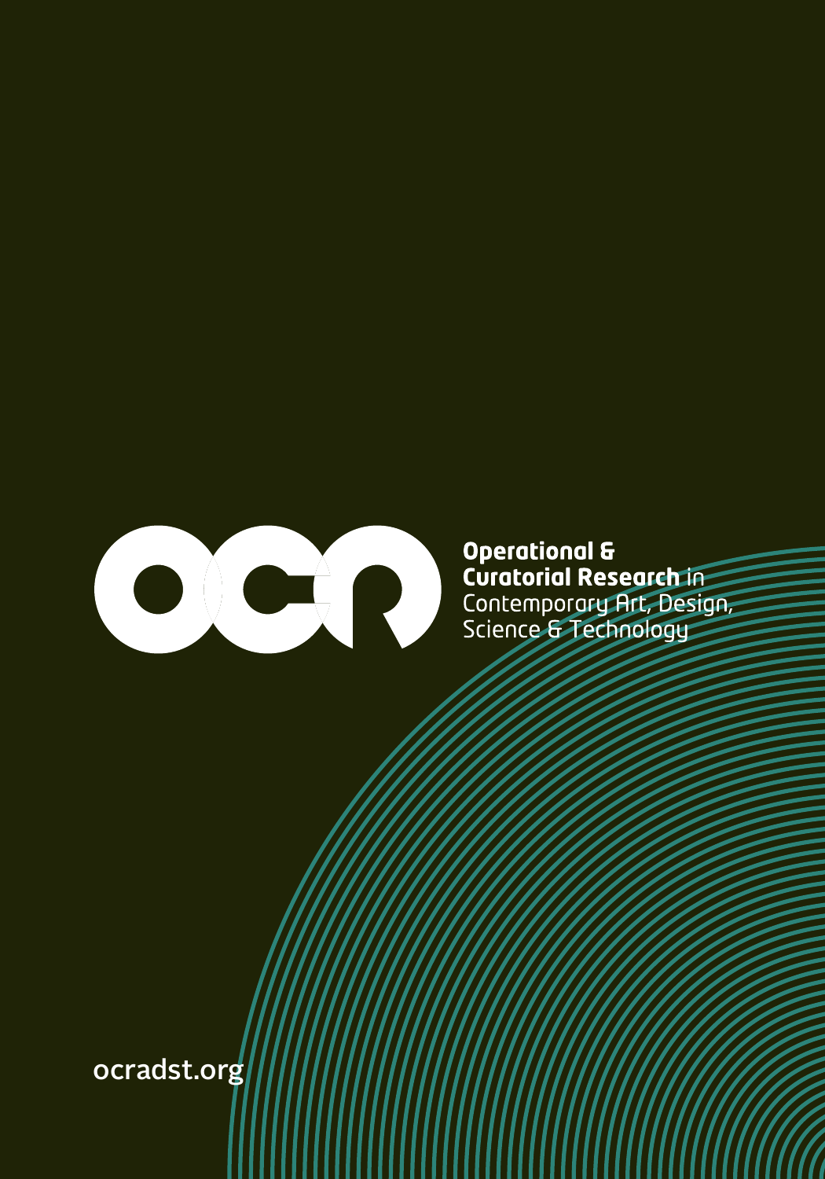**Operational & Curatorial Research** in Contemporary Art, Design, Science & Technology

ocradst.org